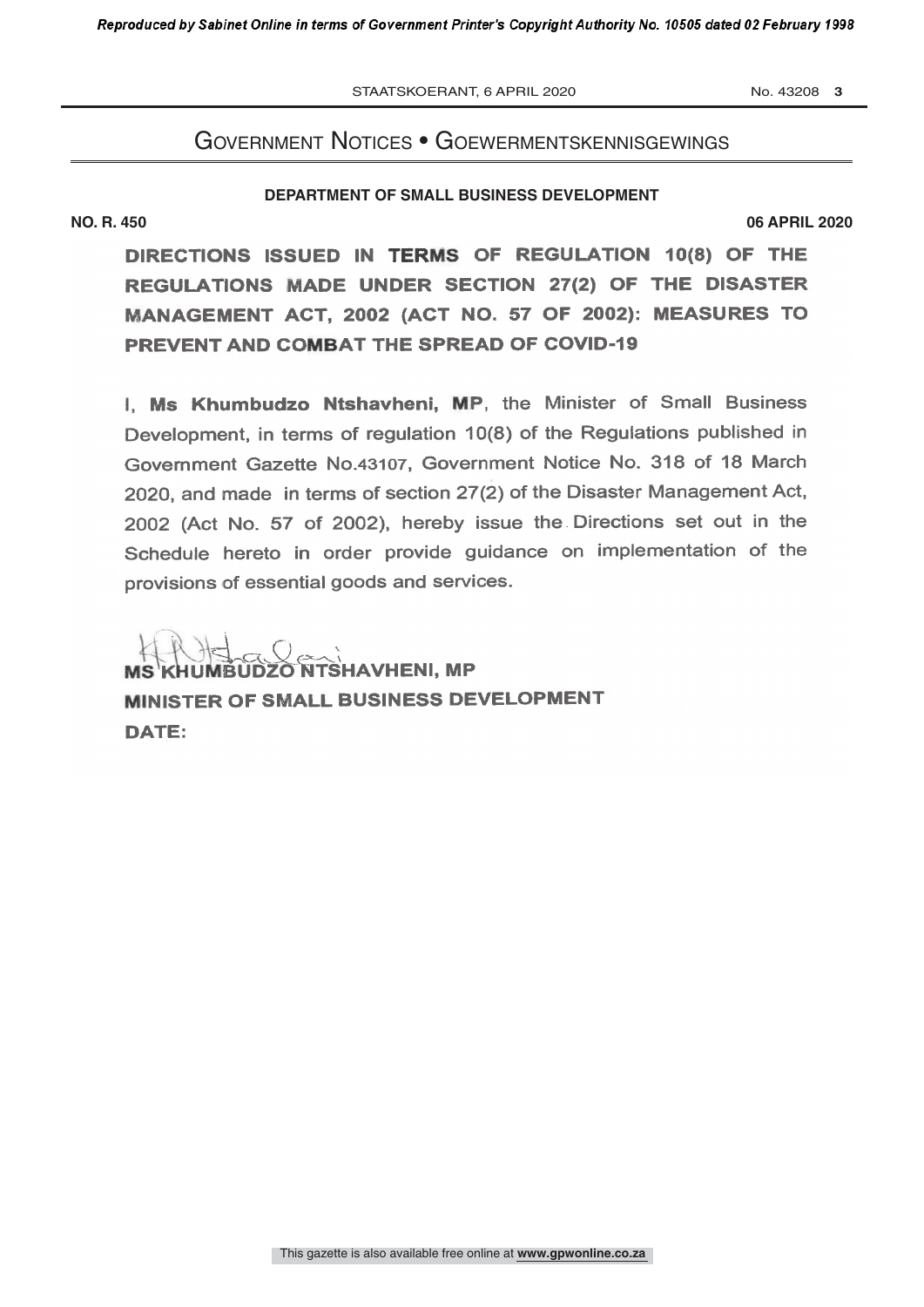# Government Notices • Goewermentskennisgewings

**DEPARTMENT OF SMALL BUSINESS DEVELOPMENT**

**NO. R. 450** **06 APRIL 2020**

## DIRECTIONS ISSUED IN TERMS OF REGULATION 10(8) OF THE REGULATIONS MADE UNDER SECTION 27(2) OF THE DISASTER MANAGEMENT ACT, 2002 (ACT NO. 57 OF 2002): MEASURES TO PREVENT AND COMBAT THE SPREAD OF COVID-19

I, **Ms Khumbudzo Ntshavheni, MP**, the Minister of Small Business Development, in terms of regulation 10(8) of the Regulations published in Government Gazette No.43107, Government Notice No. 318 of 18 March 2020, and made in terms of section 27(2) of the Disaster Management Act, 2002 (Act No. 57 of 2002), hereby issue the Directions set out in the Schedule hereto in order provide guidance on implementation of the provisions of essential goods and services.

**MS KHUMBUDZO NTSHAVHENI, MP**
**MINISTER OF SMALL BUSINESS DEVELOPMENT**
**DATE:**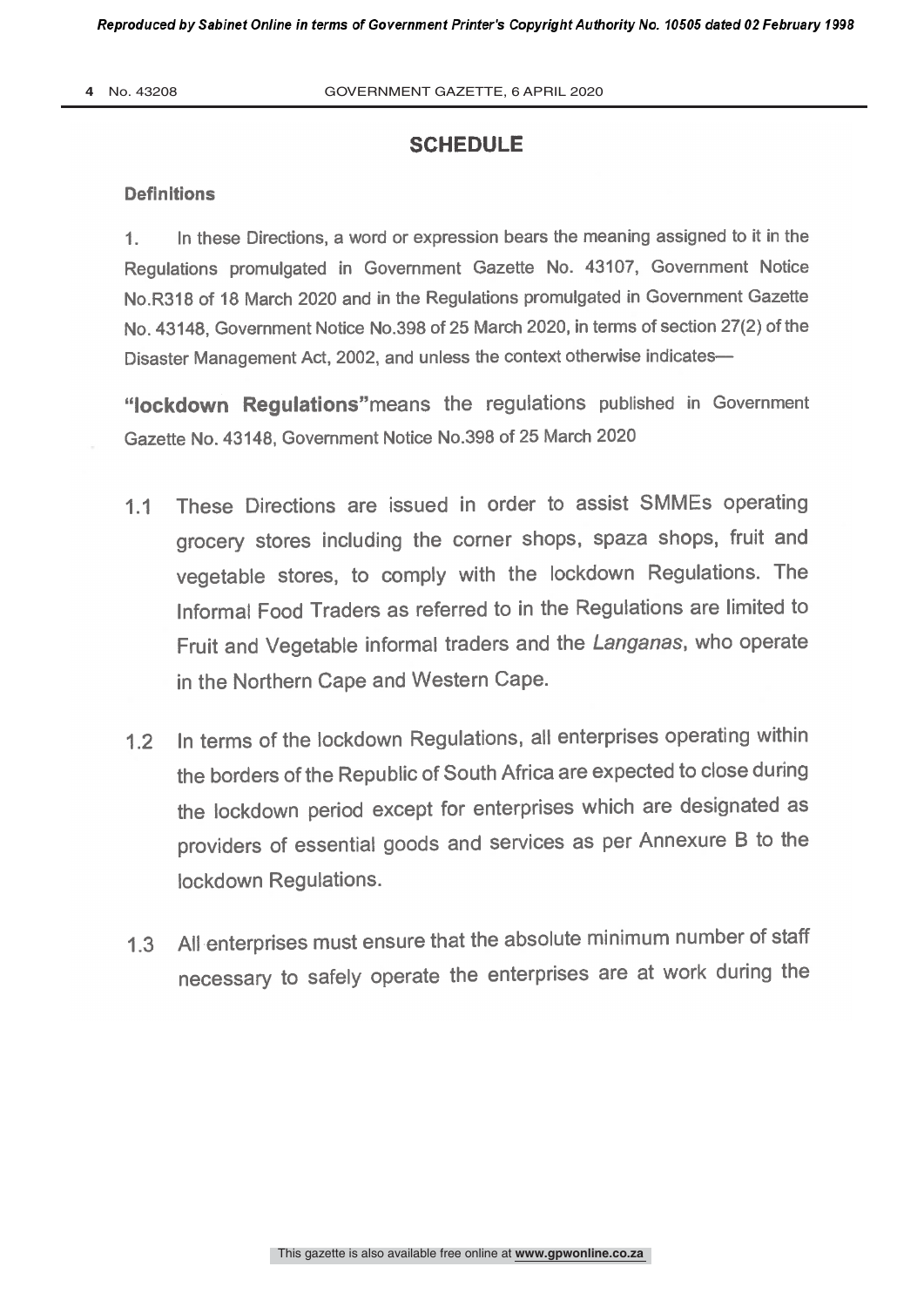# SCHEDULE

## Definitions

1. In these Directions, a word or expression bears the meaning assigned to it in the Regulations promulgated in Government Gazette No. 43107, Government Notice No.R318 of 18 March 2020 and in the Regulations promulgated in Government Gazette No. 43148, Government Notice No.398 of 25 March 2020, in terms of section 27(2) of the Disaster Management Act, 2002, and unless the context otherwise indicates—

**"lockdown Regulations"** means the regulations published in Government Gazette No. 43148, Government Notice No.398 of 25 March 2020

1.1 These Directions are issued in order to assist SMMEs operating grocery stores including the corner shops, spaza shops, fruit and vegetable stores, to comply with the lockdown Regulations. The Informal Food Traders as referred to in the Regulations are limited to Fruit and Vegetable informal traders and the *Langanas*, who operate in the Northern Cape and Western Cape.

1.2 In terms of the lockdown Regulations, all enterprises operating within the borders of the Republic of South Africa are expected to close during the lockdown period except for enterprises which are designated as providers of essential goods and services as per Annexure B to the lockdown Regulations.

1.3 All enterprises must ensure that the absolute minimum number of staff necessary to safely operate the enterprises are at work during the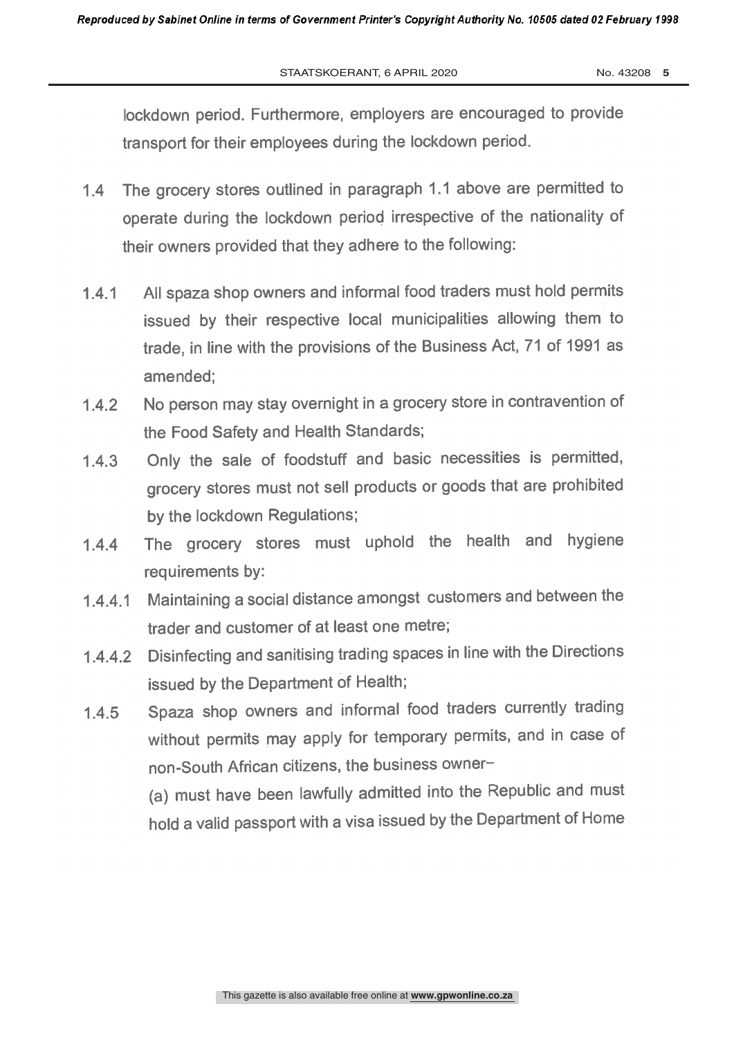lockdown period. Furthermore, employers are encouraged to provide transport for their employees during the lockdown period.

1.4 The grocery stores outlined in paragraph 1.1 above are permitted to operate during the lockdown period irrespective of the nationality of their owners provided that they adhere to the following:

1.4.1 All spaza shop owners and informal food traders must hold permits issued by their respective local municipalities allowing them to trade, in line with the provisions of the Business Act, 71 of 1991 as amended;

1.4.2 No person may stay overnight in a grocery store in contravention of the Food Safety and Health Standards;

1.4.3 Only the sale of foodstuff and basic necessities is permitted, grocery stores must not sell products or goods that are prohibited by the lockdown Regulations;

1.4.4 The grocery stores must uphold the health and hygiene requirements by:

1.4.4.1 Maintaining a social distance amongst customers and between the trader and customer of at least one metre;

1.4.4.2 Disinfecting and sanitising trading spaces in line with the Directions issued by the Department of Health;

1.4.5 Spaza shop owners and informal food traders currently trading without permits may apply for temporary permits, and in case of non-South African citizens, the business owner–

(a) must have been lawfully admitted into the Republic and must hold a valid passport with a visa issued by the Department of Home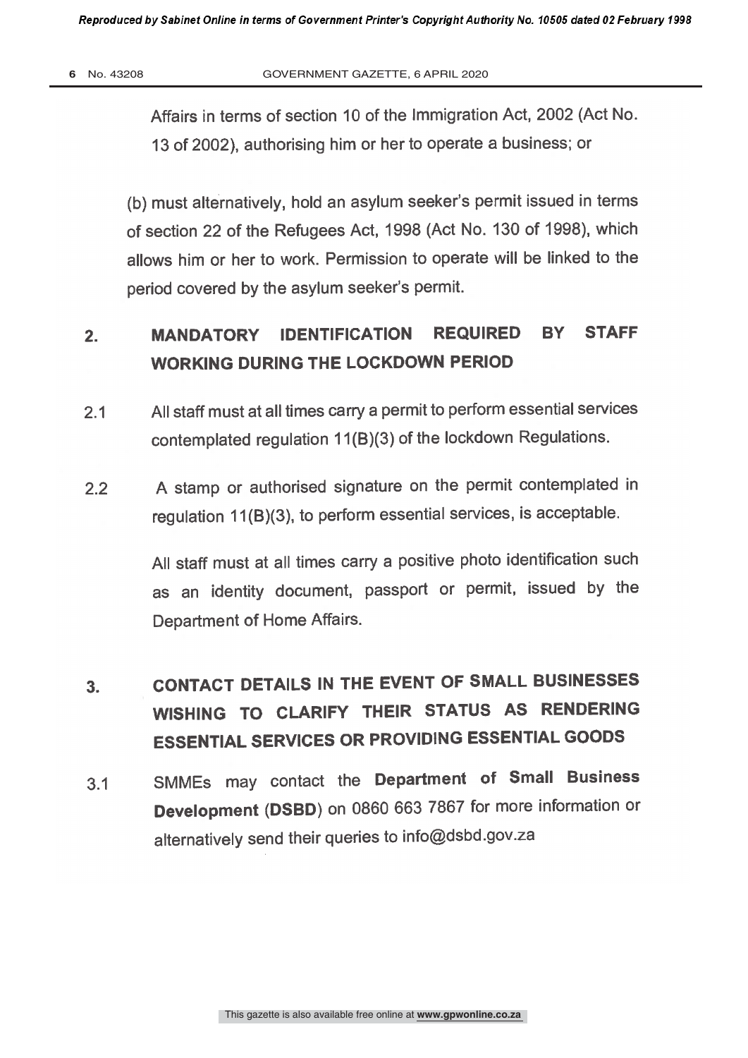Affairs in terms of section 10 of the Immigration Act, 2002 (Act No. 13 of 2002), authorising him or her to operate a business; or

(b) must alternatively, hold an asylum seeker's permit issued in terms of section 22 of the Refugees Act, 1998 (Act No. 130 of 1998), which allows him or her to work. Permission to operate will be linked to the period covered by the asylum seeker's permit.

## 2. MANDATORY IDENTIFICATION REQUIRED BY STAFF WORKING DURING THE LOCKDOWN PERIOD

2.1 All staff must at all times carry a permit to perform essential services contemplated regulation 11(B)(3) of the lockdown Regulations.

2.2 A stamp or authorised signature on the permit contemplated in regulation 11(B)(3), to perform essential services, is acceptable.

All staff must at all times carry a positive photo identification such as an identity document, passport or permit, issued by the Department of Home Affairs.

## 3. CONTACT DETAILS IN THE EVENT OF SMALL BUSINESSES WISHING TO CLARIFY THEIR STATUS AS RENDERING ESSENTIAL SERVICES OR PROVIDING ESSENTIAL GOODS

3.1 SMMEs may contact the **Department of Small Business Development (DSBD)** on 0860 663 7867 for more information or alternatively send their queries to info@dsbd.gov.za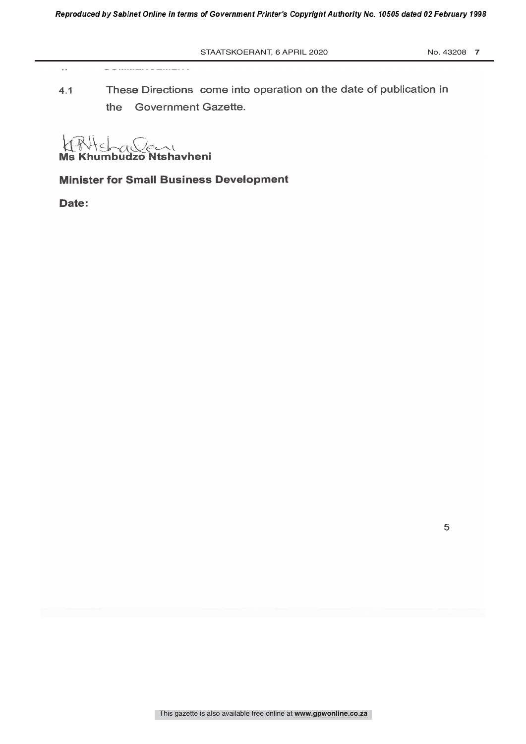4.1 These Directions come into operation on the date of publication in the Government Gazette.

**Ms Khumbudzo Ntshavheni**

**Minister for Small Business Development**

**Date:**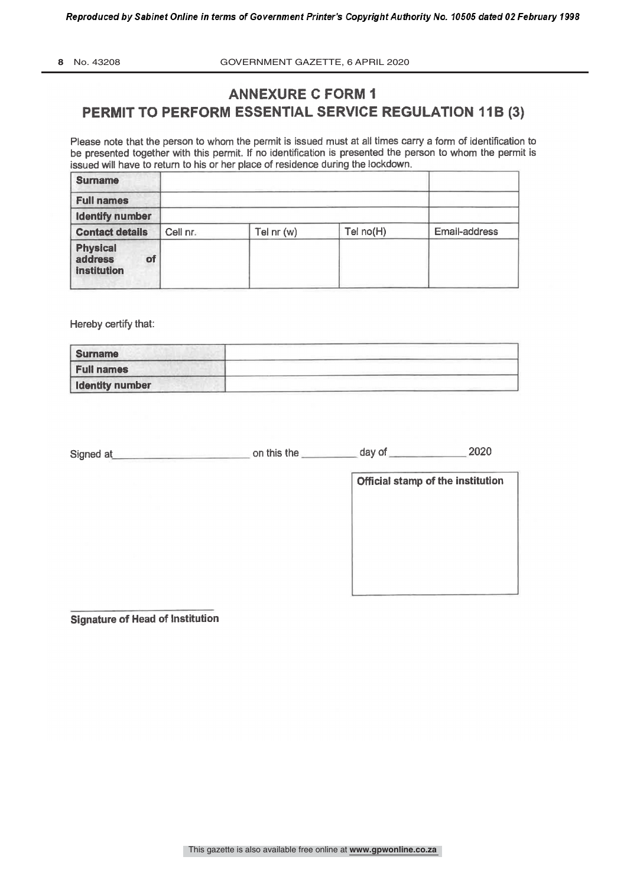# ANNEXURE C FORM 1

# PERMIT TO PERFORM ESSENTIAL SERVICE REGULATION 11B (3)

Please note that the person to whom the permit is issued must at all times carry a form of identification to be presented together with this permit. If no identification is presented the person to whom the permit is issued will have to return to his or her place of residence during the lockdown.

| | | | | |
|---|---|---|---|---|
| **Surname** | | | | |
| **Full names** | | | | |
| **Identify number** | | | | |
| **Contact details** | Cell nr. | Tel nr (w) | Tel no(H) | Email-address |
| **Physical address of institution** | | | | |

Hereby certify that:

| | |
|---|---|
| **Surname** | |
| **Full names** | |
| **Identity number** | |

Signed at\_\_\_\_\_\_\_\_\_\_\_\_\_\_\_\_\_\_\_\_\_\_\_\_ on this the \_\_\_\_\_\_\_\_\_\_ day of \_\_\_\_\_\_\_\_\_\_\_\_\_\_ 2020

**Official stamp of the institution**

\_\_\_\_\_\_\_\_\_\_\_\_\_\_\_\_\_\_\_\_\_\_\_\_\_\_\_\_\_\_

**Signature of Head of Institution**